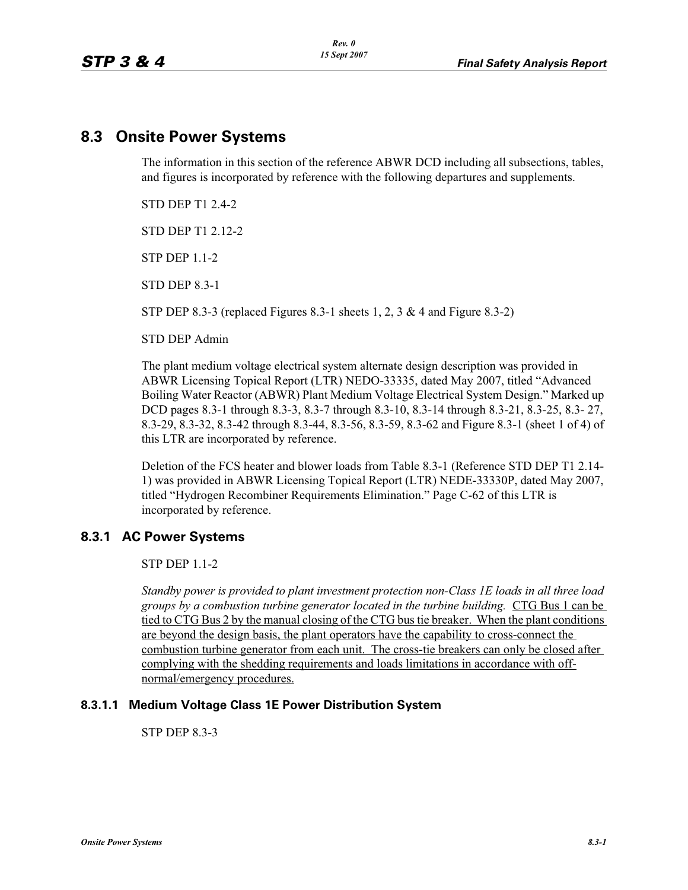## 8.3 Onsite Power Systems

The information in this section of the reference ABWR DCD including all subsections, tables, and figures is incorporated by reference with the following departures and supplements.

STD DEP T1 2.4-2

STD DEP T1 2.12-2

STP DEP 1.1-2

STD DEP 8.3-1

STP DEP 8.3-3 (replaced Figures 8.3-1 sheets 1, 2, 3 & 4 and Figure 8.3-2)

STD DEP Admin

The plant medium voltage electrical system alternate design description was provided in ABWR Licensing Topical Report (LTR) NEDO-33335, dated May 2007, titled "Advanced Boiling Water Reactor (ABWR) Plant Medium Voltage Electrical System Design." Marked up DCD pages 8.3-1 through 8.3-3, 8.3-7 through 8.3-10, 8.3-14 through 8.3-21, 8.3-25, 8.3- 27, 8.3-29, 8.3-32, 8.3-42 through 8.3-44, 8.3-56, 8.3-59, 8.3-62 and Figure 8.3-1 (sheet 1 of 4) of this LTR are incorporated by reference.

Deletion of the FCS heater and blower loads from Table 8.3-1 (Reference STD DEP T1 2.14-1) was provided in ABWR Licensing Topical Report (LTR) NEDE-33330P, dated May 2007, titled "Hydrogen Recombiner Requirements Elimination." Page C-62 of this LTR is incorporated by reference.

### 8.3.1 AC Power Systems

STP DEP 1.1-2

*Standby power is provided to plant investment protection non-Class 1E loads in all three load groups by a combustion turbine generator located in the turbine building.* <u>CTG Bus 1 can be tied to CTG Bus 2 by the manual closing of the CTG bus tie breaker. When the plant conditions are beyond the design basis, the plant operators have the capability to cross-connect the combustion turbine generator from each unit. The cross-tie breakers can only be closed after complying with the shedding requirements and loads limitations in accordance with off-normal/emergency procedures.</u>

#### 8.3.1.1 Medium Voltage Class 1E Power Distribution System

STP DEP 8.3-3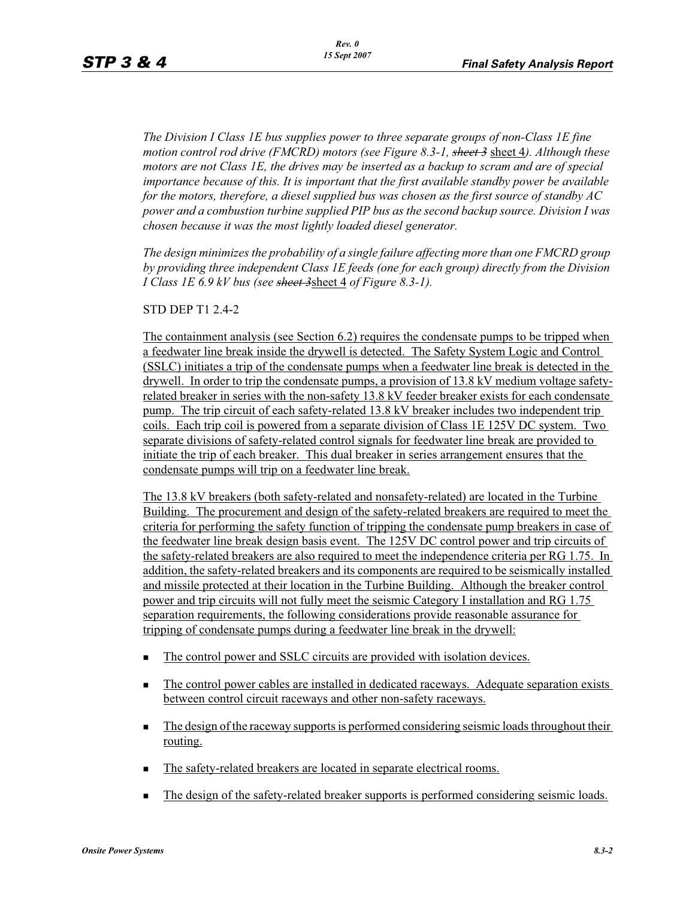*The Division I Class 1E bus supplies power to three separate groups of non-Class 1E fine motion control rod drive (FMCRD) motors (see Figure 8.3-1, ~~sheet 3~~* sheet 4*). Although these motors are not Class 1E, the drives may be inserted as a backup to scram and are of special importance because of this. It is important that the first available standby power be available for the motors, therefore, a diesel supplied bus was chosen as the first source of standby AC power and a combustion turbine supplied PIP bus as the second backup source. Division I was chosen because it was the most lightly loaded diesel generator.*

*The design minimizes the probability of a single failure affecting more than one FMCRD group by providing three independent Class 1E feeds (one for each group) directly from the Division I Class 1E 6.9 kV bus (see ~~sheet 3~~*sheet 4 *of Figure 8.3-1).*

STD DEP T1 2.4-2

<u>The containment analysis (see Section 6.2) requires the condensate pumps to be tripped when a feedwater line break inside the drywell is detected. The Safety System Logic and Control (SSLC) initiates a trip of the condensate pumps when a feedwater line break is detected in the drywell. In order to trip the condensate pumps, a provision of 13.8 kV medium voltage safety-related breaker in series with the non-safety 13.8 kV feeder breaker exists for each condensate pump. The trip circuit of each safety-related 13.8 kV breaker includes two independent trip coils. Each trip coil is powered from a separate division of Class 1E 125V DC system. Two separate divisions of safety-related control signals for feedwater line break are provided to initiate the trip of each breaker. This dual breaker in series arrangement ensures that the condensate pumps will trip on a feedwater line break.</u>

<u>The 13.8 kV breakers (both safety-related and nonsafety-related) are located in the Turbine Building. The procurement and design of the safety-related breakers are required to meet the criteria for performing the safety function of tripping the condensate pump breakers in case of the feedwater line break design basis event. The 125V DC control power and trip circuits of the safety-related breakers are also required to meet the independence criteria per RG 1.75. In addition, the safety-related breakers and its components are required to be seismically installed and missile protected at their location in the Turbine Building. Although the breaker control power and trip circuits will not fully meet the seismic Category I installation and RG 1.75 separation requirements, the following considerations provide reasonable assurance for tripping of condensate pumps during a feedwater line break in the drywell:</u>

- <u>The control power and SSLC circuits are provided with isolation devices.</u>
- <u>The control power cables are installed in dedicated raceways. Adequate separation exists between control circuit raceways and other non-safety raceways.</u>
- <u>The design of the raceway supports is performed considering seismic loads throughout their routing.</u>
- <u>The safety-related breakers are located in separate electrical rooms.</u>
- <u>The design of the safety-related breaker supports is performed considering seismic loads.</u>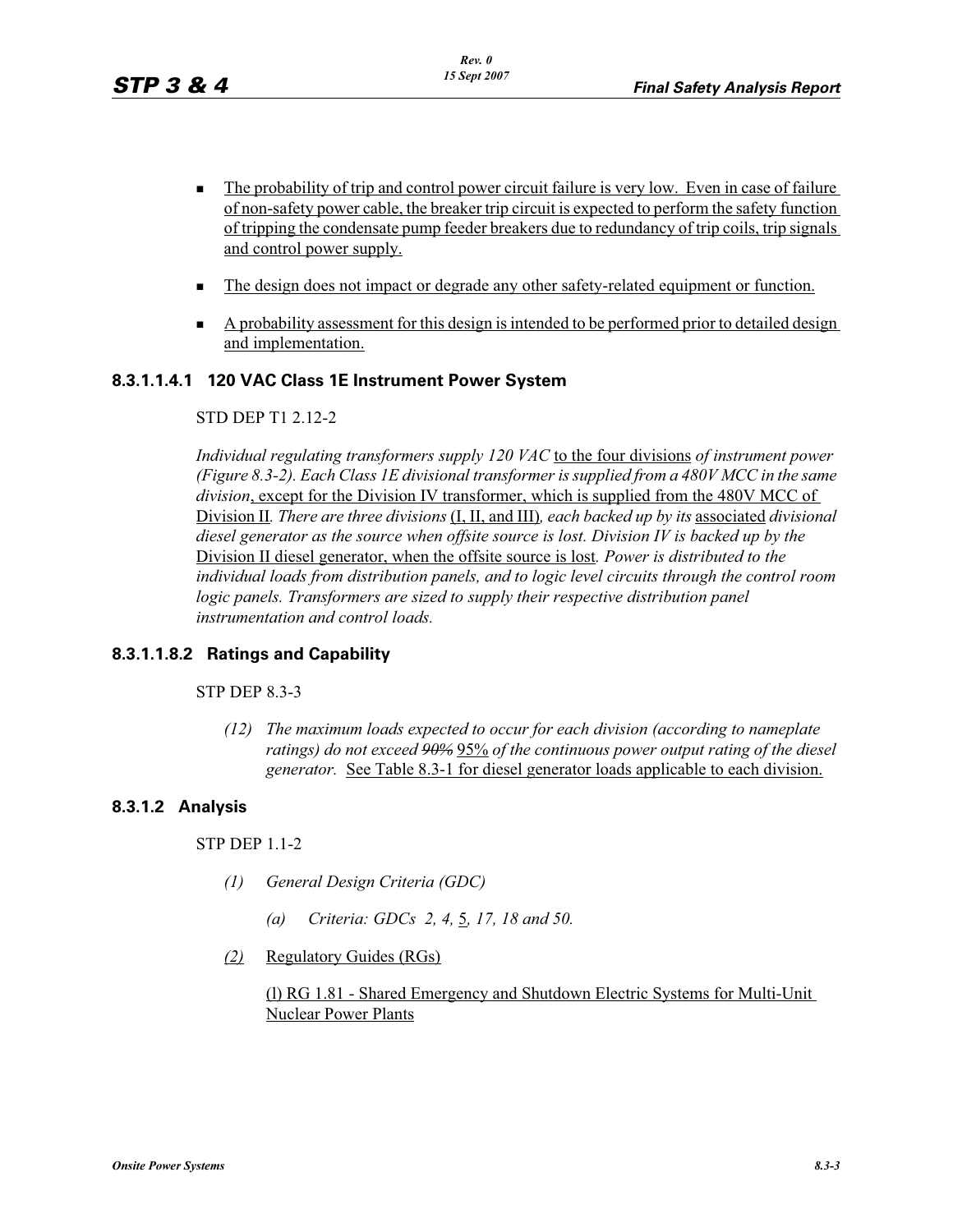- The probability of trip and control power circuit failure is very low. Even in case of failure of non-safety power cable, the breaker trip circuit is expected to perform the safety function of tripping the condensate pump feeder breakers due to redundancy of trip coils, trip signals and control power supply.
- The design does not impact or degrade any other safety-related equipment or function.
- A probability assessment for this design is intended to be performed prior to detailed design and implementation.

#### 8.3.1.1.4.1 120 VAC Class 1E Instrument Power System

STD DEP T1 2.12-2

*Individual regulating transformers supply 120 VAC* to the four divisions *of instrument power (Figure 8.3-2). Each Class 1E divisional transformer is supplied from a 480V MCC in the same division*, except for the Division IV transformer, which is supplied from the 480V MCC of Division II*. There are three divisions* (I, II, and III)*, each backed up by its* associated *divisional diesel generator as the source when offsite source is lost. Division IV is backed up by the* Division II diesel generator, when the offsite source is lost*. Power is distributed to the individual loads from distribution panels, and to logic level circuits through the control room logic panels. Transformers are sized to supply their respective distribution panel instrumentation and control loads.*

#### 8.3.1.1.8.2 Ratings and Capability

STP DEP 8.3-3

(12) *The maximum loads expected to occur for each division (according to nameplate ratings) do not exceed ~~90%~~* 95% *of the continuous power output rating of the diesel generator.* See Table 8.3-1 for diesel generator loads applicable to each division.

### 8.3.1.2 Analysis

STP DEP 1.1-2

*(1) General Design Criteria (GDC)*

*(a) Criteria: GDCs 2, 4,* 5*, 17, 18 and 50.*

*(2)* Regulatory Guides (RGs)

(l) RG 1.81 - Shared Emergency and Shutdown Electric Systems for Multi-Unit Nuclear Power Plants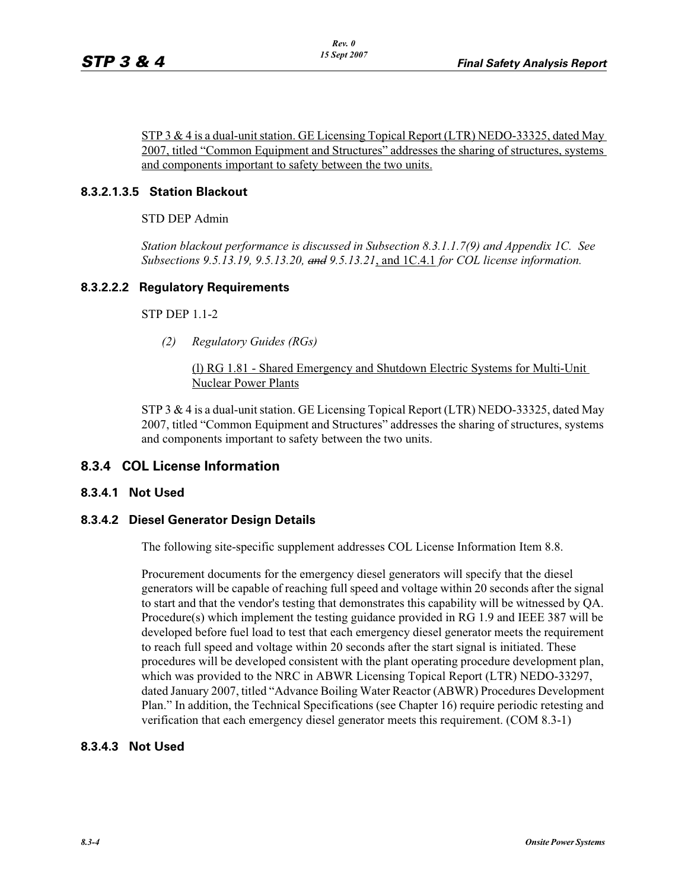STP 3 & 4 is a dual-unit station. GE Licensing Topical Report (LTR) NEDO-33325, dated May 2007, titled "Common Equipment and Structures" addresses the sharing of structures, systems and components important to safety between the two units.

### 8.3.2.1.3.5 Station Blackout

STD DEP Admin

*Station blackout performance is discussed in Subsection 8.3.1.1.7(9) and Appendix 1C. See Subsections 9.5.13.19, 9.5.13.20, ~~and~~ 9.5.13.21*, and 1C.4.1 *for COL license information.*

### 8.3.2.2.2 Regulatory Requirements

STP DEP 1.1-2

*(2) Regulatory Guides (RGs)*

(l) RG 1.81 - Shared Emergency and Shutdown Electric Systems for Multi-Unit Nuclear Power Plants

STP 3 & 4 is a dual-unit station. GE Licensing Topical Report (LTR) NEDO-33325, dated May 2007, titled "Common Equipment and Structures" addresses the sharing of structures, systems and components important to safety between the two units.

## 8.3.4 COL License Information

### 8.3.4.1 Not Used

### 8.3.4.2 Diesel Generator Design Details

The following site-specific supplement addresses COL License Information Item 8.8.

Procurement documents for the emergency diesel generators will specify that the diesel generators will be capable of reaching full speed and voltage within 20 seconds after the signal to start and that the vendor's testing that demonstrates this capability will be witnessed by QA. Procedure(s) which implement the testing guidance provided in RG 1.9 and IEEE 387 will be developed before fuel load to test that each emergency diesel generator meets the requirement to reach full speed and voltage within 20 seconds after the start signal is initiated. These procedures will be developed consistent with the plant operating procedure development plan, which was provided to the NRC in ABWR Licensing Topical Report (LTR) NEDO-33297, dated January 2007, titled "Advance Boiling Water Reactor (ABWR) Procedures Development Plan." In addition, the Technical Specifications (see Chapter 16) require periodic retesting and verification that each emergency diesel generator meets this requirement. (COM 8.3-1)

### 8.3.4.3 Not Used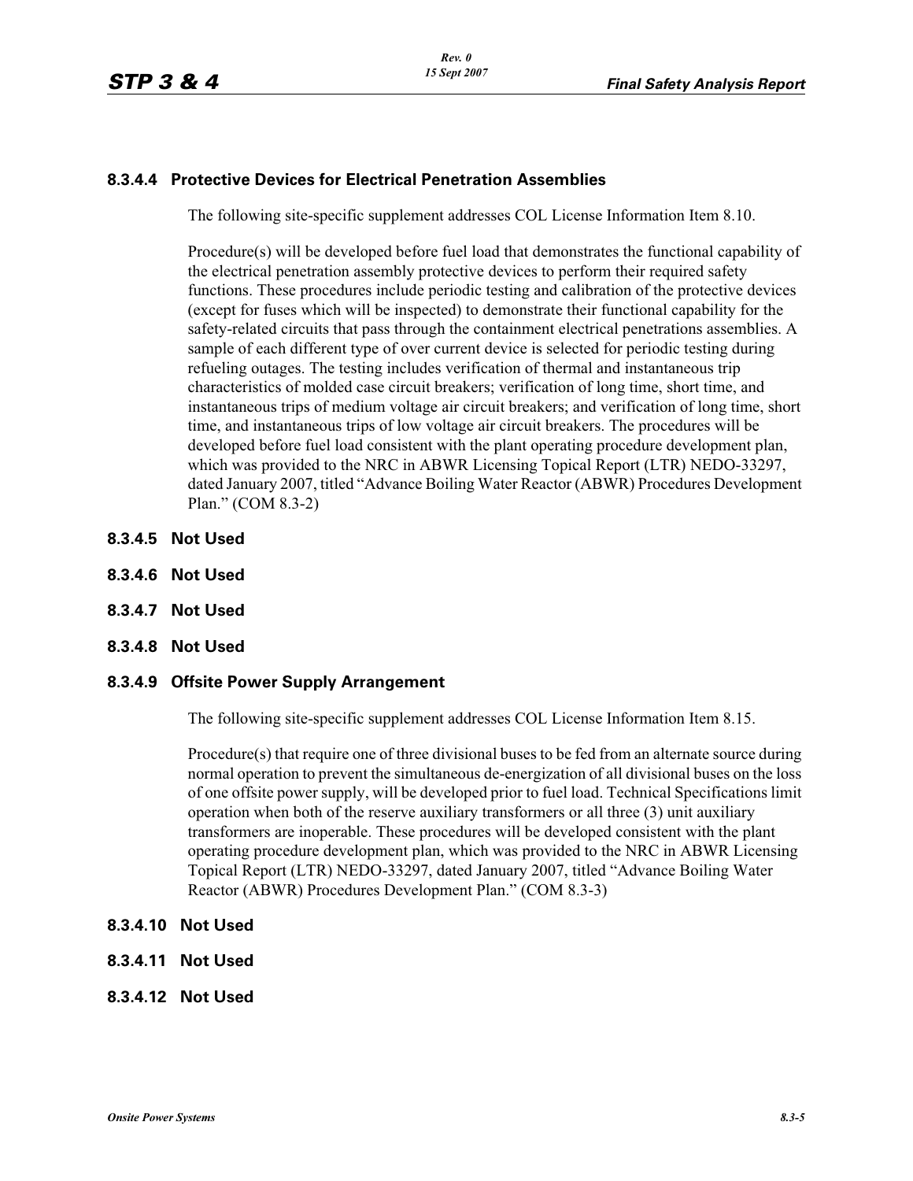### 8.3.4.4 Protective Devices for Electrical Penetration Assemblies

The following site-specific supplement addresses COL License Information Item 8.10.

Procedure(s) will be developed before fuel load that demonstrates the functional capability of the electrical penetration assembly protective devices to perform their required safety functions. These procedures include periodic testing and calibration of the protective devices (except for fuses which will be inspected) to demonstrate their functional capability for the safety-related circuits that pass through the containment electrical penetrations assemblies. A sample of each different type of over current device is selected for periodic testing during refueling outages. The testing includes verification of thermal and instantaneous trip characteristics of molded case circuit breakers; verification of long time, short time, and instantaneous trips of medium voltage air circuit breakers; and verification of long time, short time, and instantaneous trips of low voltage air circuit breakers. The procedures will be developed before fuel load consistent with the plant operating procedure development plan, which was provided to the NRC in ABWR Licensing Topical Report (LTR) NEDO-33297, dated January 2007, titled "Advance Boiling Water Reactor (ABWR) Procedures Development Plan." (COM 8.3-2)

### 8.3.4.5 Not Used

### 8.3.4.6 Not Used

### 8.3.4.7 Not Used

### 8.3.4.8 Not Used

### 8.3.4.9 Offsite Power Supply Arrangement

The following site-specific supplement addresses COL License Information Item 8.15.

Procedure(s) that require one of three divisional buses to be fed from an alternate source during normal operation to prevent the simultaneous de-energization of all divisional buses on the loss of one offsite power supply, will be developed prior to fuel load. Technical Specifications limit operation when both of the reserve auxiliary transformers or all three (3) unit auxiliary transformers are inoperable. These procedures will be developed consistent with the plant operating procedure development plan, which was provided to the NRC in ABWR Licensing Topical Report (LTR) NEDO-33297, dated January 2007, titled "Advance Boiling Water Reactor (ABWR) Procedures Development Plan." (COM 8.3-3)

### 8.3.4.10 Not Used

### 8.3.4.11 Not Used

### 8.3.4.12 Not Used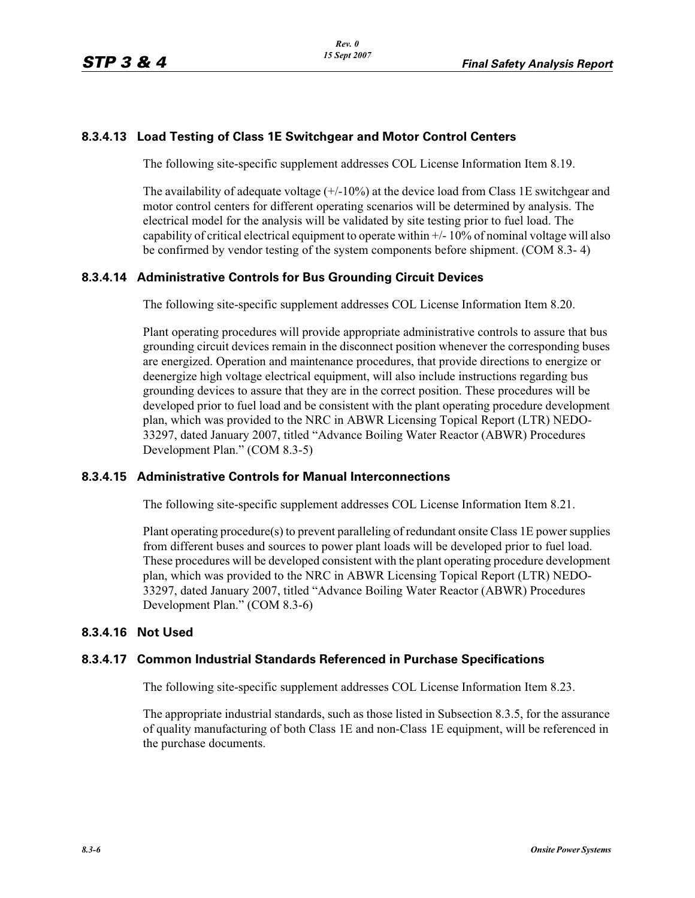### 8.3.4.13 Load Testing of Class 1E Switchgear and Motor Control Centers

The following site-specific supplement addresses COL License Information Item 8.19.

The availability of adequate voltage (+/-10%) at the device load from Class 1E switchgear and motor control centers for different operating scenarios will be determined by analysis. The electrical model for the analysis will be validated by site testing prior to fuel load. The capability of critical electrical equipment to operate within +/- 10% of nominal voltage will also be confirmed by vendor testing of the system components before shipment. (COM 8.3- 4)

### 8.3.4.14 Administrative Controls for Bus Grounding Circuit Devices

The following site-specific supplement addresses COL License Information Item 8.20.

Plant operating procedures will provide appropriate administrative controls to assure that bus grounding circuit devices remain in the disconnect position whenever the corresponding buses are energized. Operation and maintenance procedures, that provide directions to energize or deenergize high voltage electrical equipment, will also include instructions regarding bus grounding devices to assure that they are in the correct position. These procedures will be developed prior to fuel load and be consistent with the plant operating procedure development plan, which was provided to the NRC in ABWR Licensing Topical Report (LTR) NEDO-33297, dated January 2007, titled "Advance Boiling Water Reactor (ABWR) Procedures Development Plan." (COM 8.3-5)

### 8.3.4.15 Administrative Controls for Manual Interconnections

The following site-specific supplement addresses COL License Information Item 8.21.

Plant operating procedure(s) to prevent paralleling of redundant onsite Class 1E power supplies from different buses and sources to power plant loads will be developed prior to fuel load. These procedures will be developed consistent with the plant operating procedure development plan, which was provided to the NRC in ABWR Licensing Topical Report (LTR) NEDO-33297, dated January 2007, titled "Advance Boiling Water Reactor (ABWR) Procedures Development Plan." (COM 8.3-6)

### 8.3.4.16 Not Used

### 8.3.4.17 Common Industrial Standards Referenced in Purchase Specifications

The following site-specific supplement addresses COL License Information Item 8.23.

The appropriate industrial standards, such as those listed in Subsection 8.3.5, for the assurance of quality manufacturing of both Class 1E and non-Class 1E equipment, will be referenced in the purchase documents.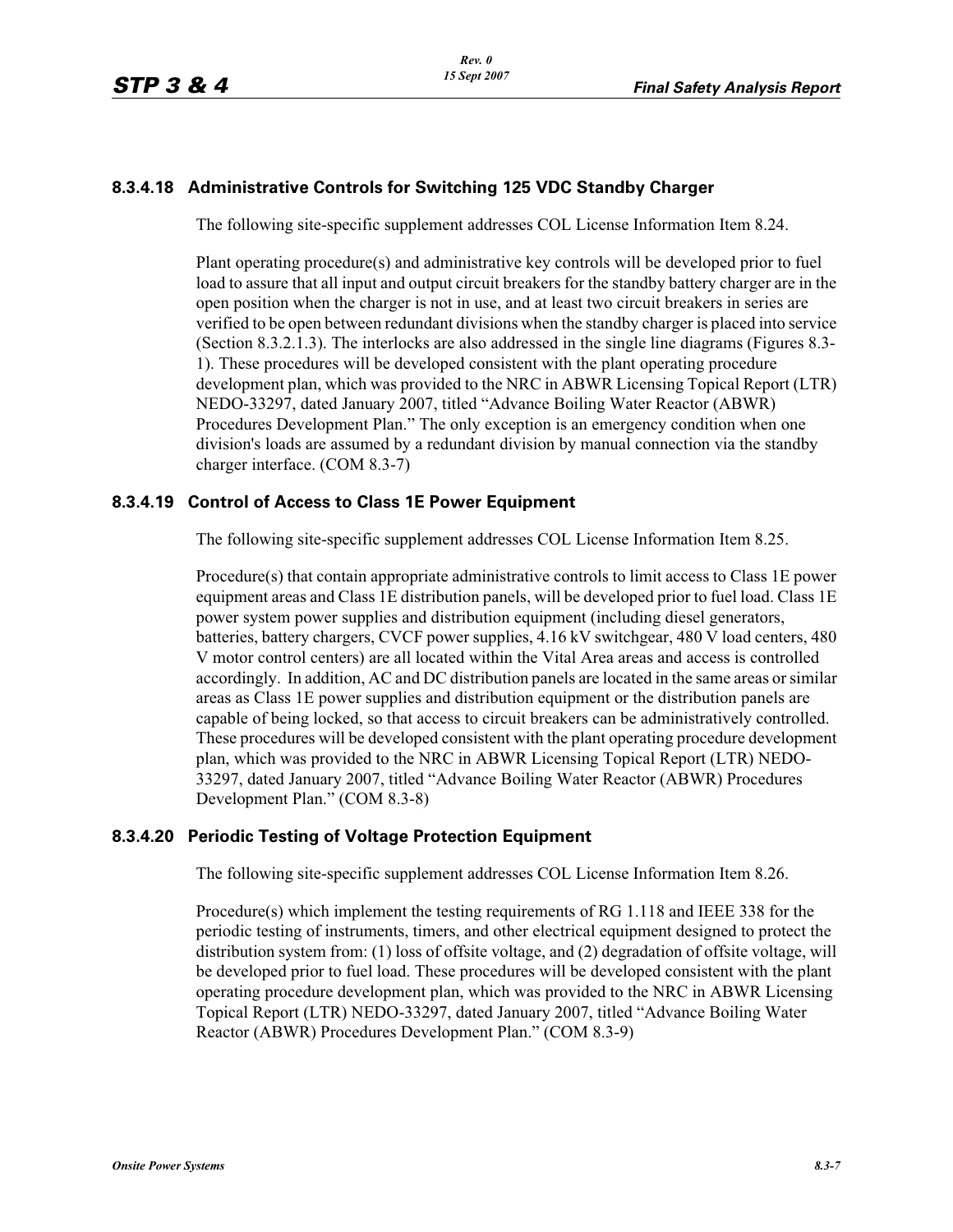### 8.3.4.18 Administrative Controls for Switching 125 VDC Standby Charger

The following site-specific supplement addresses COL License Information Item 8.24.

Plant operating procedure(s) and administrative key controls will be developed prior to fuel load to assure that all input and output circuit breakers for the standby battery charger are in the open position when the charger is not in use, and at least two circuit breakers in series are verified to be open between redundant divisions when the standby charger is placed into service (Section 8.3.2.1.3). The interlocks are also addressed in the single line diagrams (Figures 8.3-1). These procedures will be developed consistent with the plant operating procedure development plan, which was provided to the NRC in ABWR Licensing Topical Report (LTR) NEDO-33297, dated January 2007, titled "Advance Boiling Water Reactor (ABWR) Procedures Development Plan." The only exception is an emergency condition when one division's loads are assumed by a redundant division by manual connection via the standby charger interface. (COM 8.3-7)

### 8.3.4.19 Control of Access to Class 1E Power Equipment

The following site-specific supplement addresses COL License Information Item 8.25.

Procedure(s) that contain appropriate administrative controls to limit access to Class 1E power equipment areas and Class 1E distribution panels, will be developed prior to fuel load. Class 1E power system power supplies and distribution equipment (including diesel generators, batteries, battery chargers, CVCF power supplies, 4.16 kV switchgear, 480 V load centers, 480 V motor control centers) are all located within the Vital Area areas and access is controlled accordingly. In addition, AC and DC distribution panels are located in the same areas or similar areas as Class 1E power supplies and distribution equipment or the distribution panels are capable of being locked, so that access to circuit breakers can be administratively controlled. These procedures will be developed consistent with the plant operating procedure development plan, which was provided to the NRC in ABWR Licensing Topical Report (LTR) NEDO-33297, dated January 2007, titled "Advance Boiling Water Reactor (ABWR) Procedures Development Plan." (COM 8.3-8)

### 8.3.4.20 Periodic Testing of Voltage Protection Equipment

The following site-specific supplement addresses COL License Information Item 8.26.

Procedure(s) which implement the testing requirements of RG 1.118 and IEEE 338 for the periodic testing of instruments, timers, and other electrical equipment designed to protect the distribution system from: (1) loss of offsite voltage, and (2) degradation of offsite voltage, will be developed prior to fuel load. These procedures will be developed consistent with the plant operating procedure development plan, which was provided to the NRC in ABWR Licensing Topical Report (LTR) NEDO-33297, dated January 2007, titled "Advance Boiling Water Reactor (ABWR) Procedures Development Plan." (COM 8.3-9)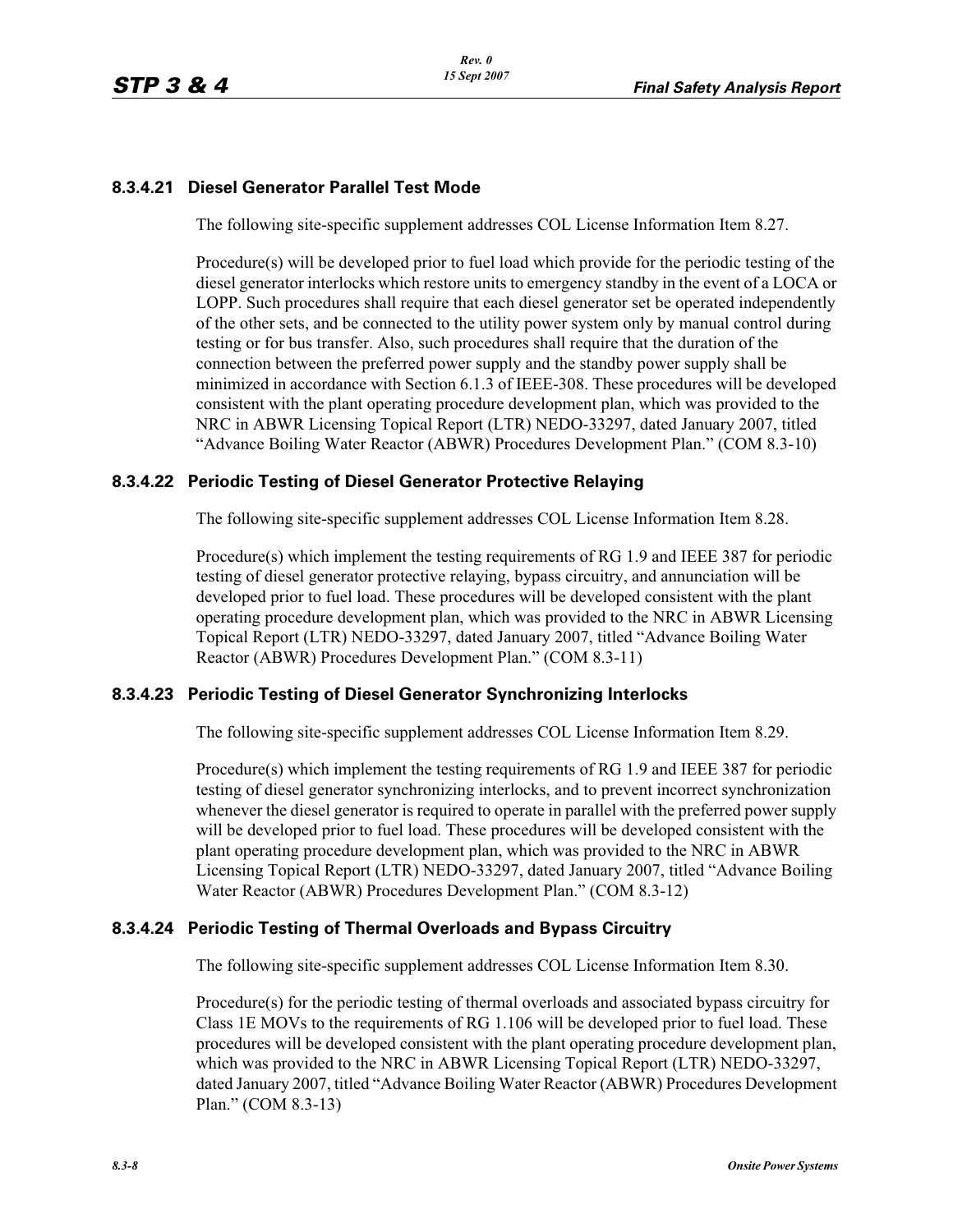### 8.3.4.21 Diesel Generator Parallel Test Mode

The following site-specific supplement addresses COL License Information Item 8.27.

Procedure(s) will be developed prior to fuel load which provide for the periodic testing of the diesel generator interlocks which restore units to emergency standby in the event of a LOCA or LOPP. Such procedures shall require that each diesel generator set be operated independently of the other sets, and be connected to the utility power system only by manual control during testing or for bus transfer. Also, such procedures shall require that the duration of the connection between the preferred power supply and the standby power supply shall be minimized in accordance with Section 6.1.3 of IEEE-308. These procedures will be developed consistent with the plant operating procedure development plan, which was provided to the NRC in ABWR Licensing Topical Report (LTR) NEDO-33297, dated January 2007, titled "Advance Boiling Water Reactor (ABWR) Procedures Development Plan." (COM 8.3-10)

### 8.3.4.22 Periodic Testing of Diesel Generator Protective Relaying

The following site-specific supplement addresses COL License Information Item 8.28.

Procedure(s) which implement the testing requirements of RG 1.9 and IEEE 387 for periodic testing of diesel generator protective relaying, bypass circuitry, and annunciation will be developed prior to fuel load. These procedures will be developed consistent with the plant operating procedure development plan, which was provided to the NRC in ABWR Licensing Topical Report (LTR) NEDO-33297, dated January 2007, titled "Advance Boiling Water Reactor (ABWR) Procedures Development Plan." (COM 8.3-11)

### 8.3.4.23 Periodic Testing of Diesel Generator Synchronizing Interlocks

The following site-specific supplement addresses COL License Information Item 8.29.

Procedure(s) which implement the testing requirements of RG 1.9 and IEEE 387 for periodic testing of diesel generator synchronizing interlocks, and to prevent incorrect synchronization whenever the diesel generator is required to operate in parallel with the preferred power supply will be developed prior to fuel load. These procedures will be developed consistent with the plant operating procedure development plan, which was provided to the NRC in ABWR Licensing Topical Report (LTR) NEDO-33297, dated January 2007, titled "Advance Boiling Water Reactor (ABWR) Procedures Development Plan." (COM 8.3-12)

### 8.3.4.24 Periodic Testing of Thermal Overloads and Bypass Circuitry

The following site-specific supplement addresses COL License Information Item 8.30.

Procedure(s) for the periodic testing of thermal overloads and associated bypass circuitry for Class 1E MOVs to the requirements of RG 1.106 will be developed prior to fuel load. These procedures will be developed consistent with the plant operating procedure development plan, which was provided to the NRC in ABWR Licensing Topical Report (LTR) NEDO-33297, dated January 2007, titled "Advance Boiling Water Reactor (ABWR) Procedures Development Plan." (COM 8.3-13)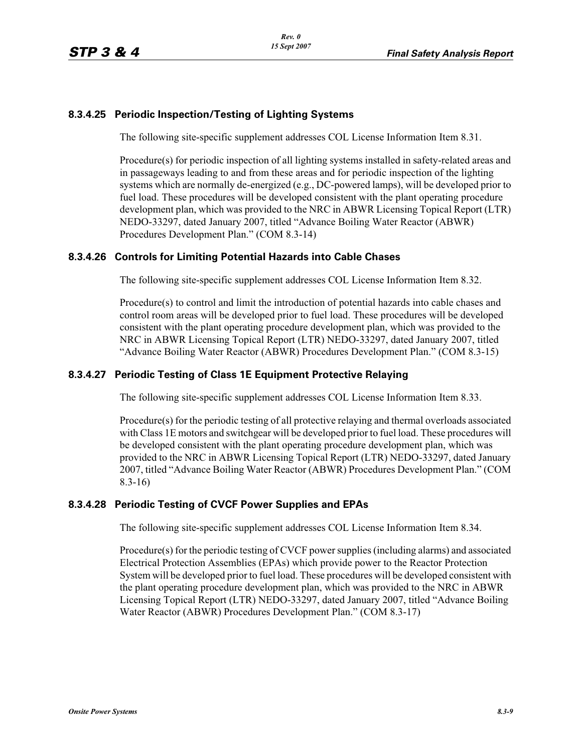### 8.3.4.25 Periodic Inspection/Testing of Lighting Systems

The following site-specific supplement addresses COL License Information Item 8.31.

Procedure(s) for periodic inspection of all lighting systems installed in safety-related areas and in passageways leading to and from these areas and for periodic inspection of the lighting systems which are normally de-energized (e.g., DC-powered lamps), will be developed prior to fuel load. These procedures will be developed consistent with the plant operating procedure development plan, which was provided to the NRC in ABWR Licensing Topical Report (LTR) NEDO-33297, dated January 2007, titled "Advance Boiling Water Reactor (ABWR) Procedures Development Plan." (COM 8.3-14)

### 8.3.4.26 Controls for Limiting Potential Hazards into Cable Chases

The following site-specific supplement addresses COL License Information Item 8.32.

Procedure(s) to control and limit the introduction of potential hazards into cable chases and control room areas will be developed prior to fuel load. These procedures will be developed consistent with the plant operating procedure development plan, which was provided to the NRC in ABWR Licensing Topical Report (LTR) NEDO-33297, dated January 2007, titled "Advance Boiling Water Reactor (ABWR) Procedures Development Plan." (COM 8.3-15)

### 8.3.4.27 Periodic Testing of Class 1E Equipment Protective Relaying

The following site-specific supplement addresses COL License Information Item 8.33.

Procedure(s) for the periodic testing of all protective relaying and thermal overloads associated with Class 1E motors and switchgear will be developed prior to fuel load. These procedures will be developed consistent with the plant operating procedure development plan, which was provided to the NRC in ABWR Licensing Topical Report (LTR) NEDO-33297, dated January 2007, titled "Advance Boiling Water Reactor (ABWR) Procedures Development Plan." (COM 8.3-16)

### 8.3.4.28 Periodic Testing of CVCF Power Supplies and EPAs

The following site-specific supplement addresses COL License Information Item 8.34.

Procedure(s) for the periodic testing of CVCF power supplies (including alarms) and associated Electrical Protection Assemblies (EPAs) which provide power to the Reactor Protection System will be developed prior to fuel load. These procedures will be developed consistent with the plant operating procedure development plan, which was provided to the NRC in ABWR Licensing Topical Report (LTR) NEDO-33297, dated January 2007, titled "Advance Boiling Water Reactor (ABWR) Procedures Development Plan." (COM 8.3-17)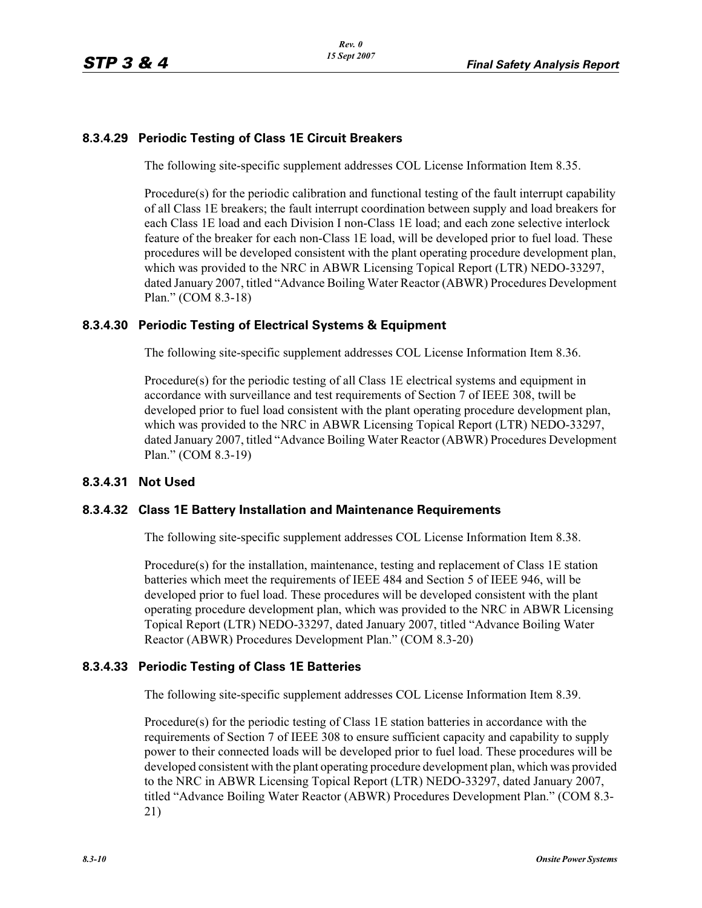### 8.3.4.29 Periodic Testing of Class 1E Circuit Breakers

The following site-specific supplement addresses COL License Information Item 8.35.

Procedure(s) for the periodic calibration and functional testing of the fault interrupt capability of all Class 1E breakers; the fault interrupt coordination between supply and load breakers for each Class 1E load and each Division I non-Class 1E load; and each zone selective interlock feature of the breaker for each non-Class 1E load, will be developed prior to fuel load. These procedures will be developed consistent with the plant operating procedure development plan, which was provided to the NRC in ABWR Licensing Topical Report (LTR) NEDO-33297, dated January 2007, titled "Advance Boiling Water Reactor (ABWR) Procedures Development Plan." (COM 8.3-18)

### 8.3.4.30 Periodic Testing of Electrical Systems & Equipment

The following site-specific supplement addresses COL License Information Item 8.36.

Procedure(s) for the periodic testing of all Class 1E electrical systems and equipment in accordance with surveillance and test requirements of Section 7 of IEEE 308, twill be developed prior to fuel load consistent with the plant operating procedure development plan, which was provided to the NRC in ABWR Licensing Topical Report (LTR) NEDO-33297, dated January 2007, titled "Advance Boiling Water Reactor (ABWR) Procedures Development Plan." (COM 8.3-19)

### 8.3.4.31 Not Used

### 8.3.4.32 Class 1E Battery Installation and Maintenance Requirements

The following site-specific supplement addresses COL License Information Item 8.38.

Procedure(s) for the installation, maintenance, testing and replacement of Class 1E station batteries which meet the requirements of IEEE 484 and Section 5 of IEEE 946, will be developed prior to fuel load. These procedures will be developed consistent with the plant operating procedure development plan, which was provided to the NRC in ABWR Licensing Topical Report (LTR) NEDO-33297, dated January 2007, titled "Advance Boiling Water Reactor (ABWR) Procedures Development Plan." (COM 8.3-20)

### 8.3.4.33 Periodic Testing of Class 1E Batteries

The following site-specific supplement addresses COL License Information Item 8.39.

Procedure(s) for the periodic testing of Class 1E station batteries in accordance with the requirements of Section 7 of IEEE 308 to ensure sufficient capacity and capability to supply power to their connected loads will be developed prior to fuel load. These procedures will be developed consistent with the plant operating procedure development plan, which was provided to the NRC in ABWR Licensing Topical Report (LTR) NEDO-33297, dated January 2007, titled "Advance Boiling Water Reactor (ABWR) Procedures Development Plan." (COM 8.3-21)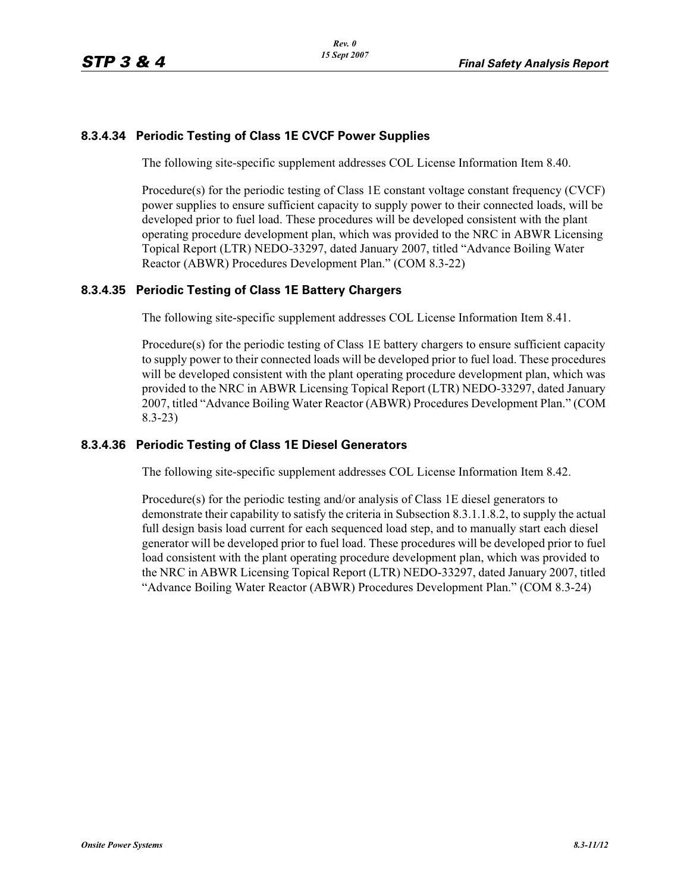### 8.3.4.34 Periodic Testing of Class 1E CVCF Power Supplies

The following site-specific supplement addresses COL License Information Item 8.40.

Procedure(s) for the periodic testing of Class 1E constant voltage constant frequency (CVCF) power supplies to ensure sufficient capacity to supply power to their connected loads, will be developed prior to fuel load. These procedures will be developed consistent with the plant operating procedure development plan, which was provided to the NRC in ABWR Licensing Topical Report (LTR) NEDO-33297, dated January 2007, titled "Advance Boiling Water Reactor (ABWR) Procedures Development Plan." (COM 8.3-22)

### 8.3.4.35 Periodic Testing of Class 1E Battery Chargers

The following site-specific supplement addresses COL License Information Item 8.41.

Procedure(s) for the periodic testing of Class 1E battery chargers to ensure sufficient capacity to supply power to their connected loads will be developed prior to fuel load. These procedures will be developed consistent with the plant operating procedure development plan, which was provided to the NRC in ABWR Licensing Topical Report (LTR) NEDO-33297, dated January 2007, titled "Advance Boiling Water Reactor (ABWR) Procedures Development Plan." (COM 8.3-23)

### 8.3.4.36 Periodic Testing of Class 1E Diesel Generators

The following site-specific supplement addresses COL License Information Item 8.42.

Procedure(s) for the periodic testing and/or analysis of Class 1E diesel generators to demonstrate their capability to satisfy the criteria in Subsection 8.3.1.1.8.2, to supply the actual full design basis load current for each sequenced load step, and to manually start each diesel generator will be developed prior to fuel load. These procedures will be developed prior to fuel load consistent with the plant operating procedure development plan, which was provided to the NRC in ABWR Licensing Topical Report (LTR) NEDO-33297, dated January 2007, titled "Advance Boiling Water Reactor (ABWR) Procedures Development Plan." (COM 8.3-24)